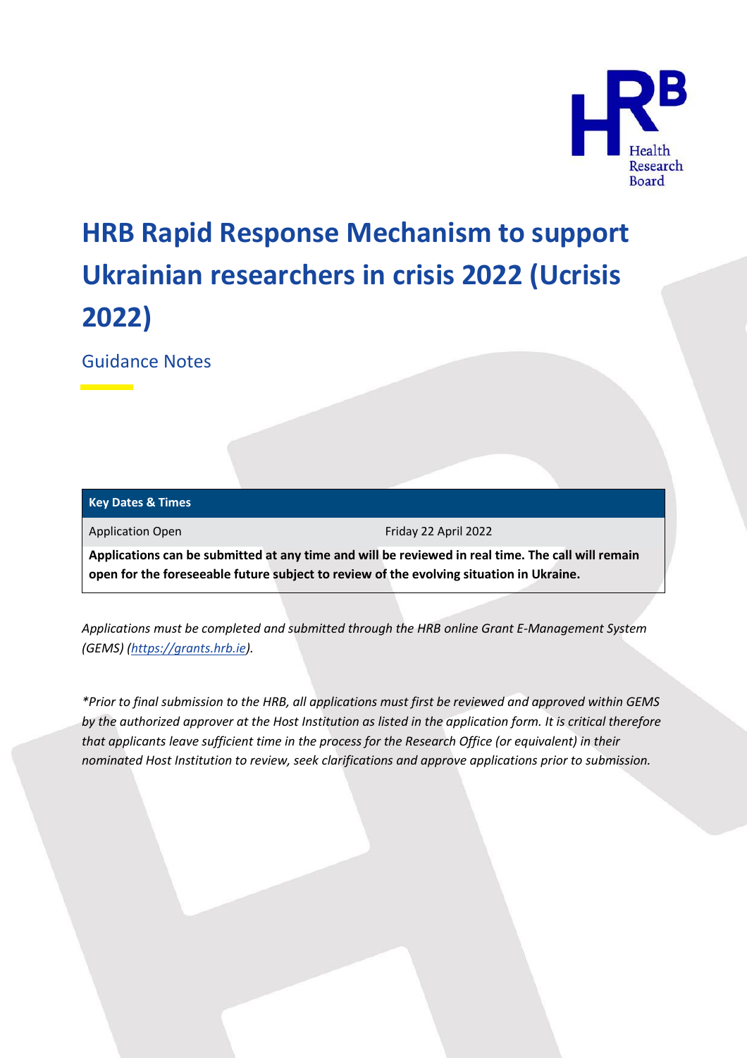# HRB Rapid Response Mechanism to support Ukrainian researchers in crisis 2022 (Ucrisis 2022)

## Guidance Notes

| Key Dates & Times | |
|---|---|
| Application Open | Friday 22 April 2022 |

**Applications can be submitted at any time and will be reviewed in real time. The call will remain open for the foreseeable future subject to review of the evolving situation in Ukraine.**

*Applications must be completed and submitted through the HRB online Grant E-Management System (GEMS) (https://grants.hrb.ie).*

*\*Prior to final submission to the HRB, all applications must first be reviewed and approved within GEMS by the authorized approver at the Host Institution as listed in the application form. It is critical therefore that applicants leave sufficient time in the process for the Research Office (or equivalent) in their nominated Host Institution to review, seek clarifications and approve applications prior to submission.*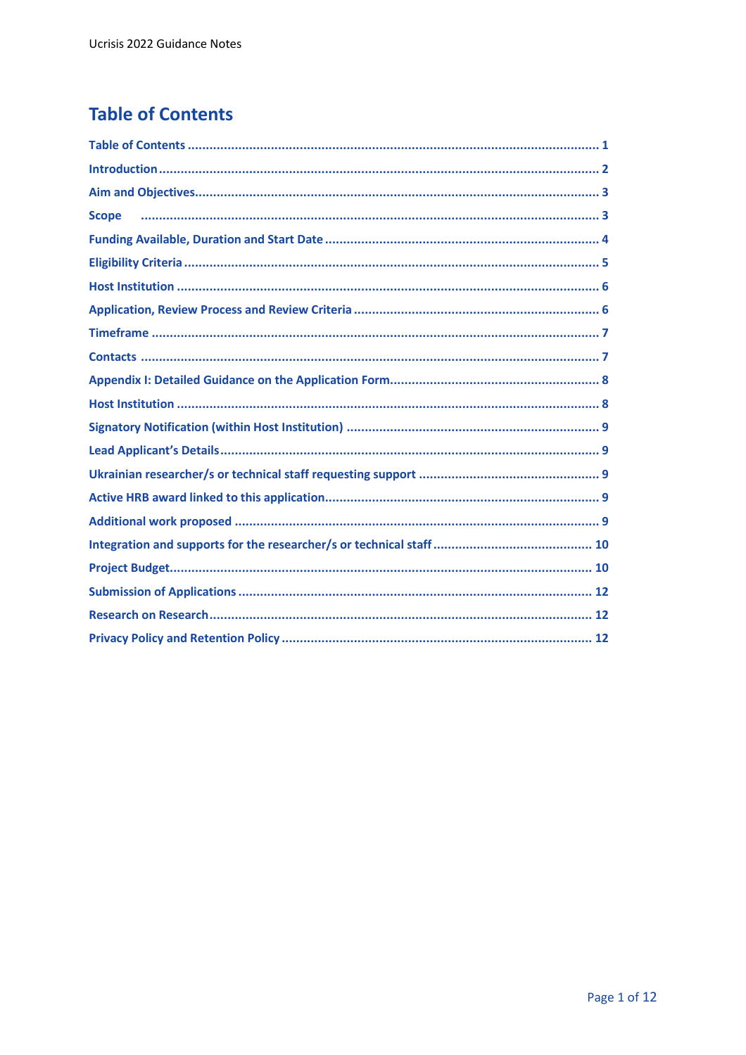# Table of Contents

- Table of Contents ..... 1
- Introduction ..... 2
- Aim and Objectives ..... 3
- Scope ..... 3
- Funding Available, Duration and Start Date ..... 4
- Eligibility Criteria ..... 5
- Host Institution ..... 6
- Application, Review Process and Review Criteria ..... 6
- Timeframe ..... 7
- Contacts ..... 7
- Appendix I: Detailed Guidance on the Application Form ..... 8
- Host Institution ..... 8
- Signatory Notification (within Host Institution) ..... 9
- Lead Applicant's Details ..... 9
- Ukrainian researcher/s or technical staff requesting support ..... 9
- Active HRB award linked to this application ..... 9
- Additional work proposed ..... 9
- Integration and supports for the researcher/s or technical staff ..... 10
- Project Budget ..... 10
- Submission of Applications ..... 12
- Research on Research ..... 12
- Privacy Policy and Retention Policy ..... 12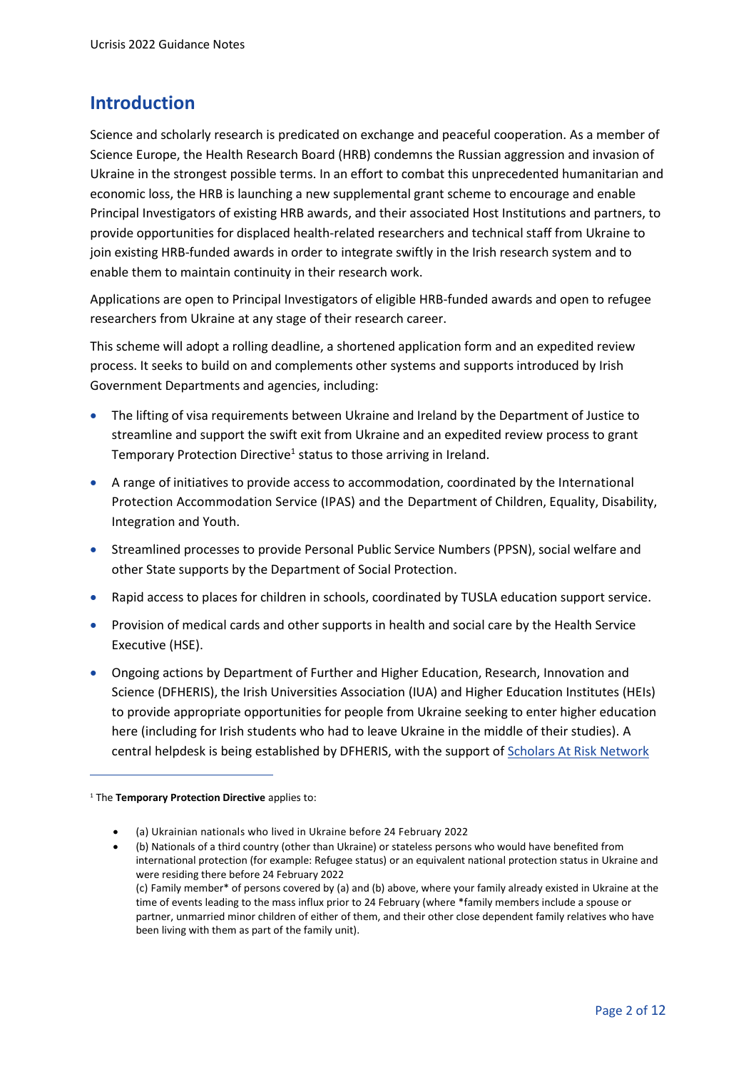## Introduction

Science and scholarly research is predicated on exchange and peaceful cooperation. As a member of Science Europe, the Health Research Board (HRB) condemns the Russian aggression and invasion of Ukraine in the strongest possible terms. In an effort to combat this unprecedented humanitarian and economic loss, the HRB is launching a new supplemental grant scheme to encourage and enable Principal Investigators of existing HRB awards, and their associated Host Institutions and partners, to provide opportunities for displaced health-related researchers and technical staff from Ukraine to join existing HRB-funded awards in order to integrate swiftly in the Irish research system and to enable them to maintain continuity in their research work.

Applications are open to Principal Investigators of eligible HRB-funded awards and open to refugee researchers from Ukraine at any stage of their research career.

This scheme will adopt a rolling deadline, a shortened application form and an expedited review process. It seeks to build on and complements other systems and supports introduced by Irish Government Departments and agencies, including:

- The lifting of visa requirements between Ukraine and Ireland by the Department of Justice to streamline and support the swift exit from Ukraine and an expedited review process to grant Temporary Protection Directive[1] status to those arriving in Ireland.
- A range of initiatives to provide access to accommodation, coordinated by the International Protection Accommodation Service (IPAS) and the Department of Children, Equality, Disability, Integration and Youth.
- Streamlined processes to provide Personal Public Service Numbers (PPSN), social welfare and other State supports by the Department of Social Protection.
- Rapid access to places for children in schools, coordinated by TUSLA education support service.
- Provision of medical cards and other supports in health and social care by the Health Service Executive (HSE).
- Ongoing actions by Department of Further and Higher Education, Research, Innovation and Science (DFHERIS), the Irish Universities Association (IUA) and Higher Education Institutes (HEIs) to provide appropriate opportunities for people from Ukraine seeking to enter higher education here (including for Irish students who had to leave Ukraine in the middle of their studies). A central helpdesk is being established by DFHERIS, with the support of Scholars At Risk Network

---

[1] The **Temporary Protection Directive** applies to:

- (a) Ukrainian nationals who lived in Ukraine before 24 February 2022
- (b) Nationals of a third country (other than Ukraine) or stateless persons who would have benefited from international protection (for example: Refugee status) or an equivalent national protection status in Ukraine and were residing there before 24 February 2022
  (c) Family member* of persons covered by (a) and (b) above, where your family already existed in Ukraine at the time of events leading to the mass influx prior to 24 February (where *family members include a spouse or partner, unmarried minor children of either of them, and their other close dependent family relatives who have been living with them as part of the family unit).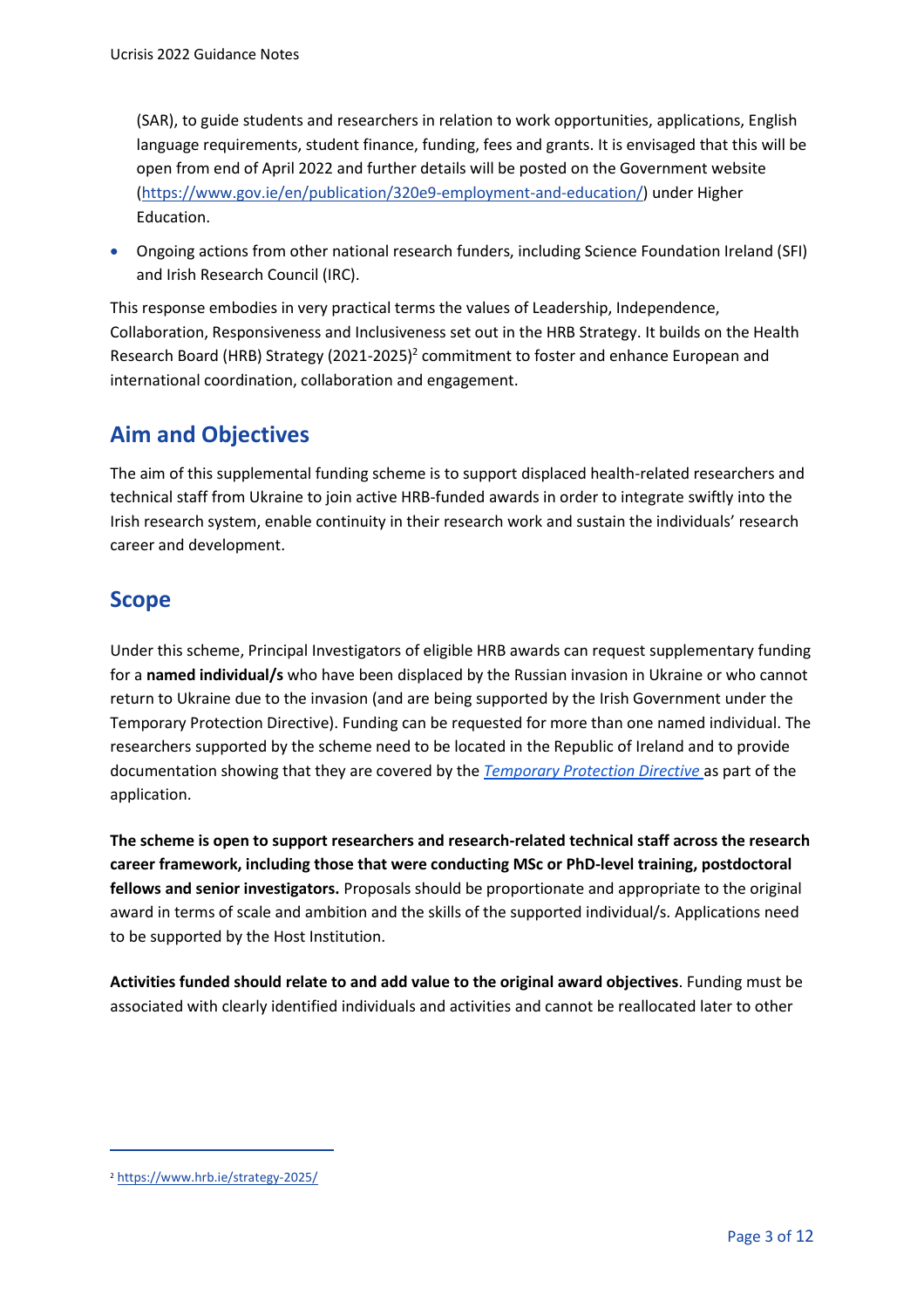(SAR), to guide students and researchers in relation to work opportunities, applications, English language requirements, student finance, funding, fees and grants. It is envisaged that this will be open from end of April 2022 and further details will be posted on the Government website (https://www.gov.ie/en/publication/320e9-employment-and-education/) under Higher Education.

- Ongoing actions from other national research funders, including Science Foundation Ireland (SFI) and Irish Research Council (IRC).

This response embodies in very practical terms the values of Leadership, Independence, Collaboration, Responsiveness and Inclusiveness set out in the HRB Strategy. It builds on the Health Research Board (HRB) Strategy (2021-2025)[2] commitment to foster and enhance European and international coordination, collaboration and engagement.

## Aim and Objectives

The aim of this supplemental funding scheme is to support displaced health-related researchers and technical staff from Ukraine to join active HRB-funded awards in order to integrate swiftly into the Irish research system, enable continuity in their research work and sustain the individuals' research career and development.

## Scope

Under this scheme, Principal Investigators of eligible HRB awards can request supplementary funding for a **named individual/s** who have been displaced by the Russian invasion in Ukraine or who cannot return to Ukraine due to the invasion (and are being supported by the Irish Government under the Temporary Protection Directive). Funding can be requested for more than one named individual. The researchers supported by the scheme need to be located in the Republic of Ireland and to provide documentation showing that they are covered by the *Temporary Protection Directive* as part of the application.

**The scheme is open to support researchers and research-related technical staff across the research career framework, including those that were conducting MSc or PhD-level training, postdoctoral fellows and senior investigators.** Proposals should be proportionate and appropriate to the original award in terms of scale and ambition and the skills of the supported individual/s. Applications need to be supported by the Host Institution.

**Activities funded should relate to and add value to the original award objectives**. Funding must be associated with clearly identified individuals and activities and cannot be reallocated later to other

[2] https://www.hrb.ie/strategy-2025/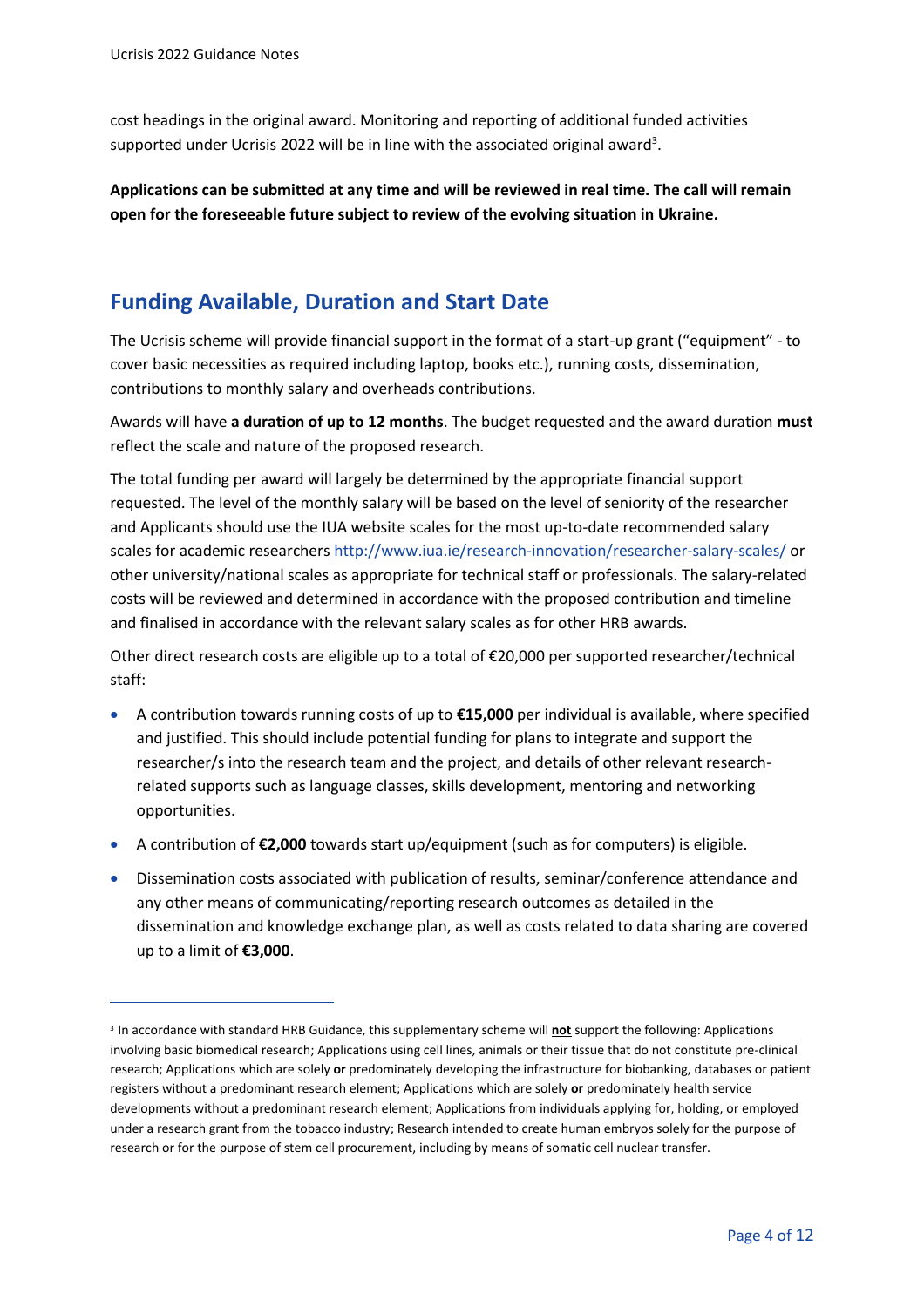cost headings in the original award. Monitoring and reporting of additional funded activities supported under Ucrisis 2022 will be in line with the associated original award[3].

**Applications can be submitted at any time and will be reviewed in real time. The call will remain open for the foreseeable future subject to review of the evolving situation in Ukraine.**

## Funding Available, Duration and Start Date

The Ucrisis scheme will provide financial support in the format of a start-up grant ("equipment" - to cover basic necessities as required including laptop, books etc.), running costs, dissemination, contributions to monthly salary and overheads contributions.

Awards will have **a duration of up to 12 months**. The budget requested and the award duration **must** reflect the scale and nature of the proposed research.

The total funding per award will largely be determined by the appropriate financial support requested. The level of the monthly salary will be based on the level of seniority of the researcher and Applicants should use the IUA website scales for the most up-to-date recommended salary scales for academic researchers http://www.iua.ie/research-innovation/researcher-salary-scales/ or other university/national scales as appropriate for technical staff or professionals. The salary-related costs will be reviewed and determined in accordance with the proposed contribution and timeline and finalised in accordance with the relevant salary scales as for other HRB awards.

Other direct research costs are eligible up to a total of €20,000 per supported researcher/technical staff:

- A contribution towards running costs of up to **€15,000** per individual is available, where specified and justified. This should include potential funding for plans to integrate and support the researcher/s into the research team and the project, and details of other relevant research-related supports such as language classes, skills development, mentoring and networking opportunities.
- A contribution of **€2,000** towards start up/equipment (such as for computers) is eligible.
- Dissemination costs associated with publication of results, seminar/conference attendance and any other means of communicating/reporting research outcomes as detailed in the dissemination and knowledge exchange plan, as well as costs related to data sharing are covered up to a limit of **€3,000**.

---

[3] In accordance with standard HRB Guidance, this supplementary scheme will **not** support the following: Applications involving basic biomedical research; Applications using cell lines, animals or their tissue that do not constitute pre-clinical research; Applications which are solely **or** predominately developing the infrastructure for biobanking, databases or patient registers without a predominant research element; Applications which are solely **or** predominately health service developments without a predominant research element; Applications from individuals applying for, holding, or employed under a research grant from the tobacco industry; Research intended to create human embryos solely for the purpose of research or for the purpose of stem cell procurement, including by means of somatic cell nuclear transfer.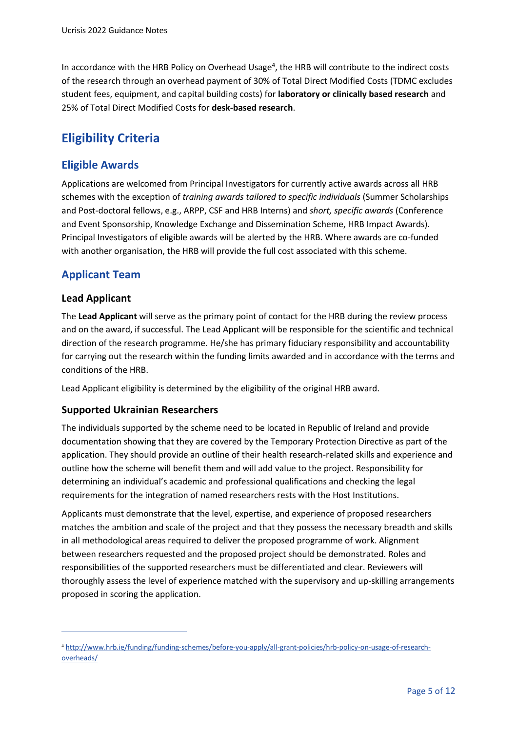In accordance with the HRB Policy on Overhead Usage[4], the HRB will contribute to the indirect costs of the research through an overhead payment of 30% of Total Direct Modified Costs (TDMC excludes student fees, equipment, and capital building costs) for **laboratory or clinically based research** and 25% of Total Direct Modified Costs for **desk-based research**.

# Eligibility Criteria

## Eligible Awards

Applications are welcomed from Principal Investigators for currently active awards across all HRB schemes with the exception of *training awards tailored to specific individuals* (Summer Scholarships and Post-doctoral fellows, e.g., ARPP, CSF and HRB Interns) and *short, specific awards* (Conference and Event Sponsorship, Knowledge Exchange and Dissemination Scheme, HRB Impact Awards). Principal Investigators of eligible awards will be alerted by the HRB. Where awards are co-funded with another organisation, the HRB will provide the full cost associated with this scheme.

## Applicant Team

### Lead Applicant

The **Lead Applicant** will serve as the primary point of contact for the HRB during the review process and on the award, if successful. The Lead Applicant will be responsible for the scientific and technical direction of the research programme. He/she has primary fiduciary responsibility and accountability for carrying out the research within the funding limits awarded and in accordance with the terms and conditions of the HRB.

Lead Applicant eligibility is determined by the eligibility of the original HRB award.

### Supported Ukrainian Researchers

The individuals supported by the scheme need to be located in Republic of Ireland and provide documentation showing that they are covered by the Temporary Protection Directive as part of the application. They should provide an outline of their health research-related skills and experience and outline how the scheme will benefit them and will add value to the project. Responsibility for determining an individual's academic and professional qualifications and checking the legal requirements for the integration of named researchers rests with the Host Institutions.

Applicants must demonstrate that the level, expertise, and experience of proposed researchers matches the ambition and scale of the project and that they possess the necessary breadth and skills in all methodological areas required to deliver the proposed programme of work. Alignment between researchers requested and the proposed project should be demonstrated. Roles and responsibilities of the supported researchers must be differentiated and clear. Reviewers will thoroughly assess the level of experience matched with the supervisory and up-skilling arrangements proposed in scoring the application.

[4] http://www.hrb.ie/funding/funding-schemes/before-you-apply/all-grant-policies/hrb-policy-on-usage-of-research-overheads/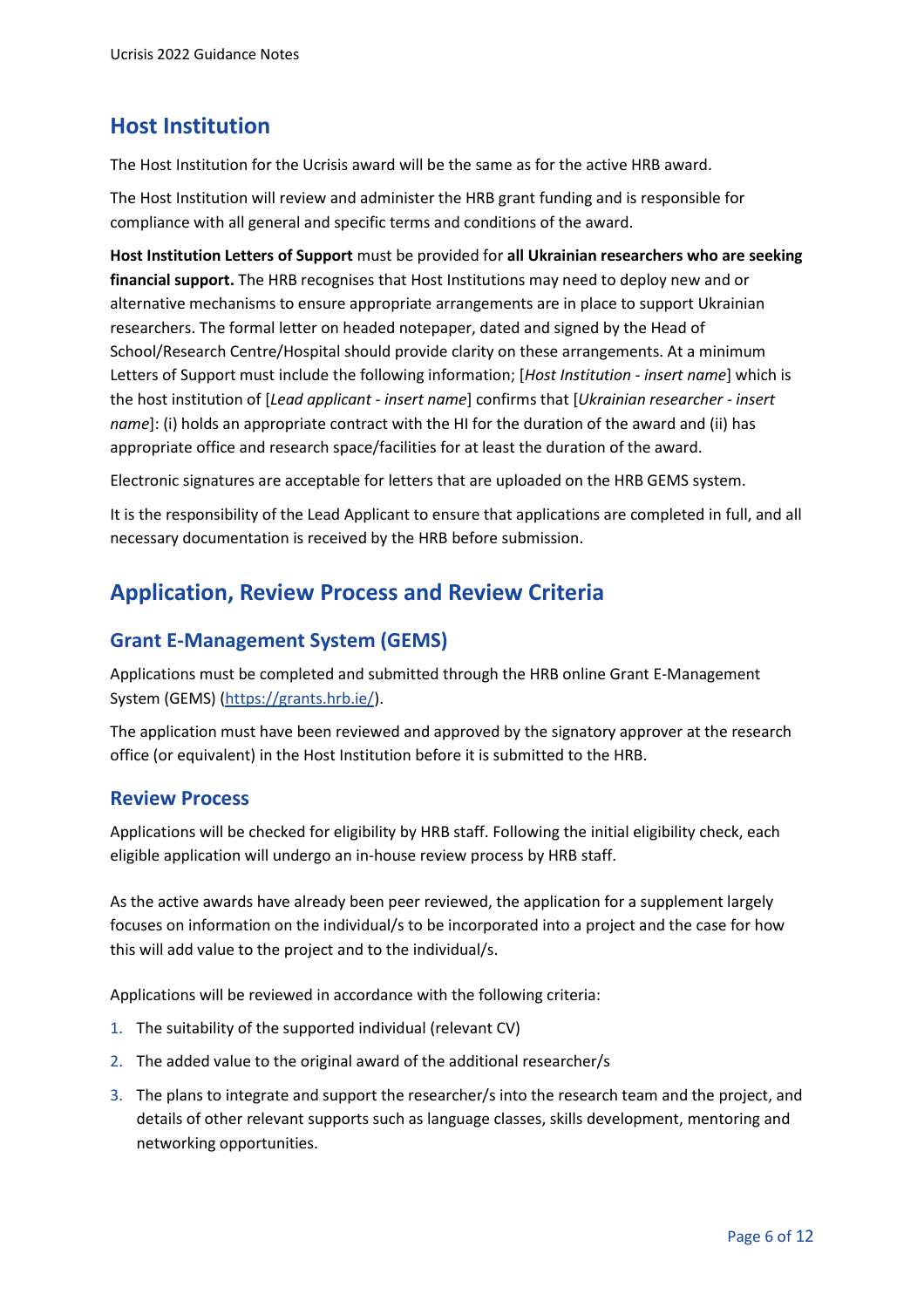## Host Institution

The Host Institution for the Ucrisis award will be the same as for the active HRB award.

The Host Institution will review and administer the HRB grant funding and is responsible for compliance with all general and specific terms and conditions of the award.

**Host Institution Letters of Support** must be provided for **all Ukrainian researchers who are seeking financial support.** The HRB recognises that Host Institutions may need to deploy new and or alternative mechanisms to ensure appropriate arrangements are in place to support Ukrainian researchers. The formal letter on headed notepaper, dated and signed by the Head of School/Research Centre/Hospital should provide clarity on these arrangements. At a minimum Letters of Support must include the following information; [*Host Institution - insert name*] which is the host institution of [*Lead applicant - insert name*] confirms that [*Ukrainian researcher - insert name*]: (i) holds an appropriate contract with the HI for the duration of the award and (ii) has appropriate office and research space/facilities for at least the duration of the award.

Electronic signatures are acceptable for letters that are uploaded on the HRB GEMS system.

It is the responsibility of the Lead Applicant to ensure that applications are completed in full, and all necessary documentation is received by the HRB before submission.

## Application, Review Process and Review Criteria

### Grant E-Management System (GEMS)

Applications must be completed and submitted through the HRB online Grant E-Management System (GEMS) ([https://grants.hrb.ie/](https://grants.hrb.ie/)).

The application must have been reviewed and approved by the signatory approver at the research office (or equivalent) in the Host Institution before it is submitted to the HRB.

### Review Process

Applications will be checked for eligibility by HRB staff. Following the initial eligibility check, each eligible application will undergo an in-house review process by HRB staff.

As the active awards have already been peer reviewed, the application for a supplement largely focuses on information on the individual/s to be incorporated into a project and the case for how this will add value to the project and to the individual/s.

Applications will be reviewed in accordance with the following criteria:

1. The suitability of the supported individual (relevant CV)
2. The added value to the original award of the additional researcher/s
3. The plans to integrate and support the researcher/s into the research team and the project, and details of other relevant supports such as language classes, skills development, mentoring and networking opportunities.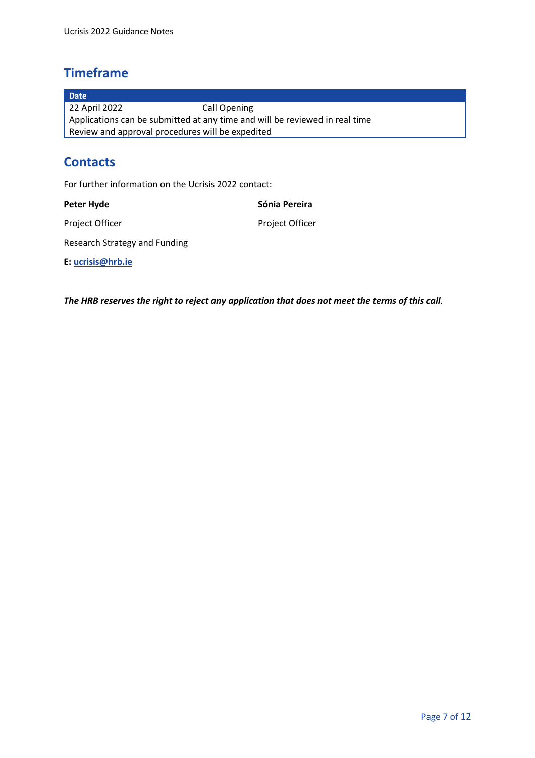## Timeframe

| Date | |
|---|---|
| 22 April 2022 | Call Opening |
| Applications can be submitted at any time and will be reviewed in real time | |
| Review and approval procedures will be expedited | |

## Contacts

For further information on the Ucrisis 2022 contact:

**Peter Hyde**

Project Officer

**Sónia Pereira**

Project Officer

Research Strategy and Funding

**E: ucrisis@hrb.ie**

***The HRB reserves the right to reject any application that does not meet the terms of this call.***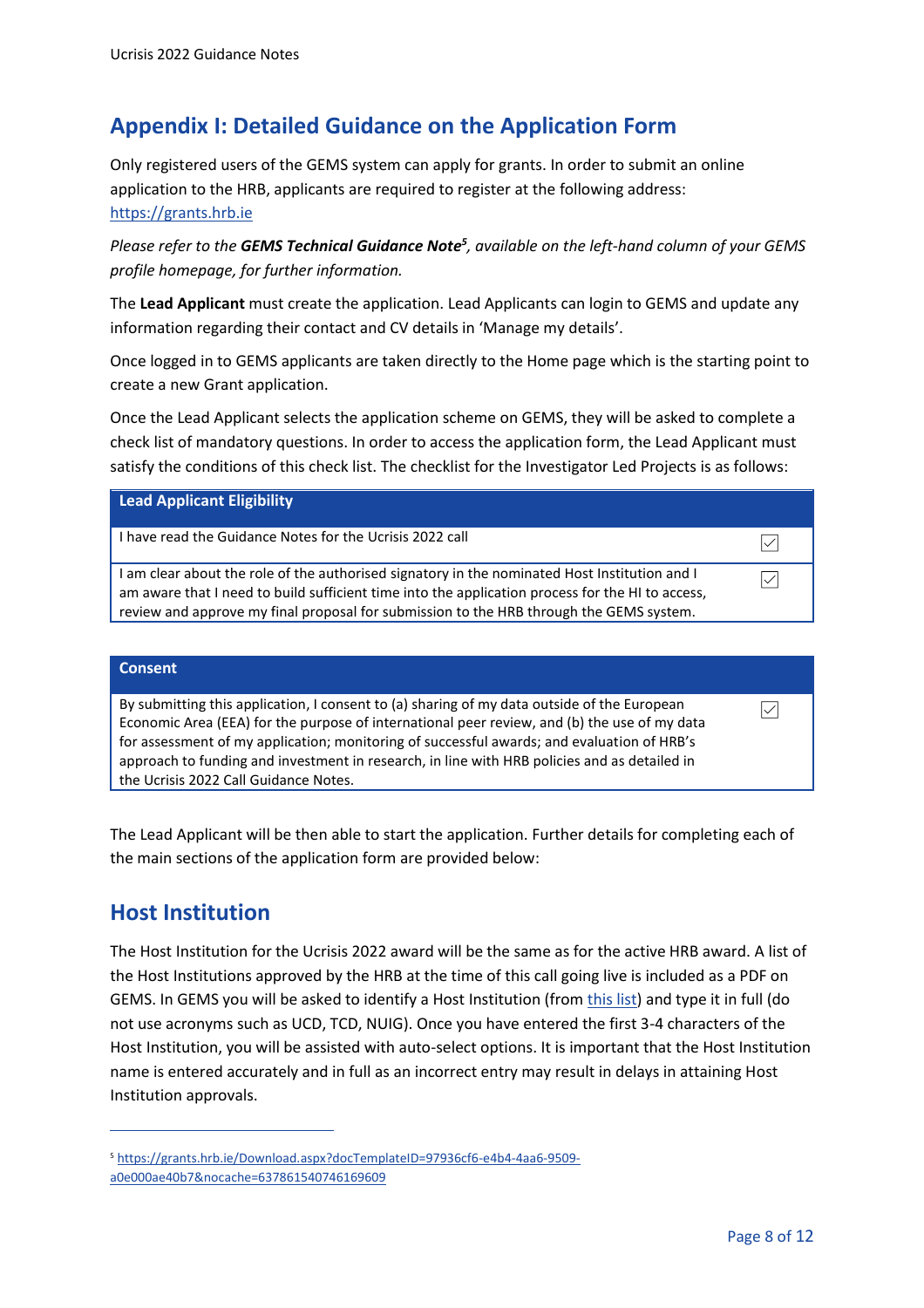## Appendix I: Detailed Guidance on the Application Form

Only registered users of the GEMS system can apply for grants. In order to submit an online application to the HRB, applicants are required to register at the following address: https://grants.hrb.ie

*Please refer to the **GEMS Technical Guidance Note**[5], available on the left-hand column of your GEMS profile homepage, for further information.*

The **Lead Applicant** must create the application. Lead Applicants can login to GEMS and update any information regarding their contact and CV details in 'Manage my details'.

Once logged in to GEMS applicants are taken directly to the Home page which is the starting point to create a new Grant application.

Once the Lead Applicant selects the application scheme on GEMS, they will be asked to complete a check list of mandatory questions. In order to access the application form, the Lead Applicant must satisfy the conditions of this check list. The checklist for the Investigator Led Projects is as follows:

| **Lead Applicant Eligibility** | |
|---|---|
| I have read the Guidance Notes for the Ucrisis 2022 call | ☑ |
| I am clear about the role of the authorised signatory in the nominated Host Institution and I am aware that I need to build sufficient time into the application process for the HI to access, review and approve my final proposal for submission to the HRB through the GEMS system. | ☑ |

| **Consent** | |
|---|---|
| By submitting this application, I consent to (a) sharing of my data outside of the European Economic Area (EEA) for the purpose of international peer review, and (b) the use of my data for assessment of my application; monitoring of successful awards; and evaluation of HRB's approach to funding and investment in research, in line with HRB policies and as detailed in the Ucrisis 2022 Call Guidance Notes. | ☑ |

The Lead Applicant will be then able to start the application. Further details for completing each of the main sections of the application form are provided below:

## Host Institution

The Host Institution for the Ucrisis 2022 award will be the same as for the active HRB award. A list of the Host Institutions approved by the HRB at the time of this call going live is included as a PDF on GEMS. In GEMS you will be asked to identify a Host Institution (from this list) and type it in full (do not use acronyms such as UCD, TCD, NUIG). Once you have entered the first 3-4 characters of the Host Institution, you will be assisted with auto-select options. It is important that the Host Institution name is entered accurately and in full as an incorrect entry may result in delays in attaining Host Institution approvals.

---

[5] https://grants.hrb.ie/Download.aspx?docTemplateID=97936cf6-e4b4-4aa6-9509-a0e000ae40b7&nocache=637861540746169609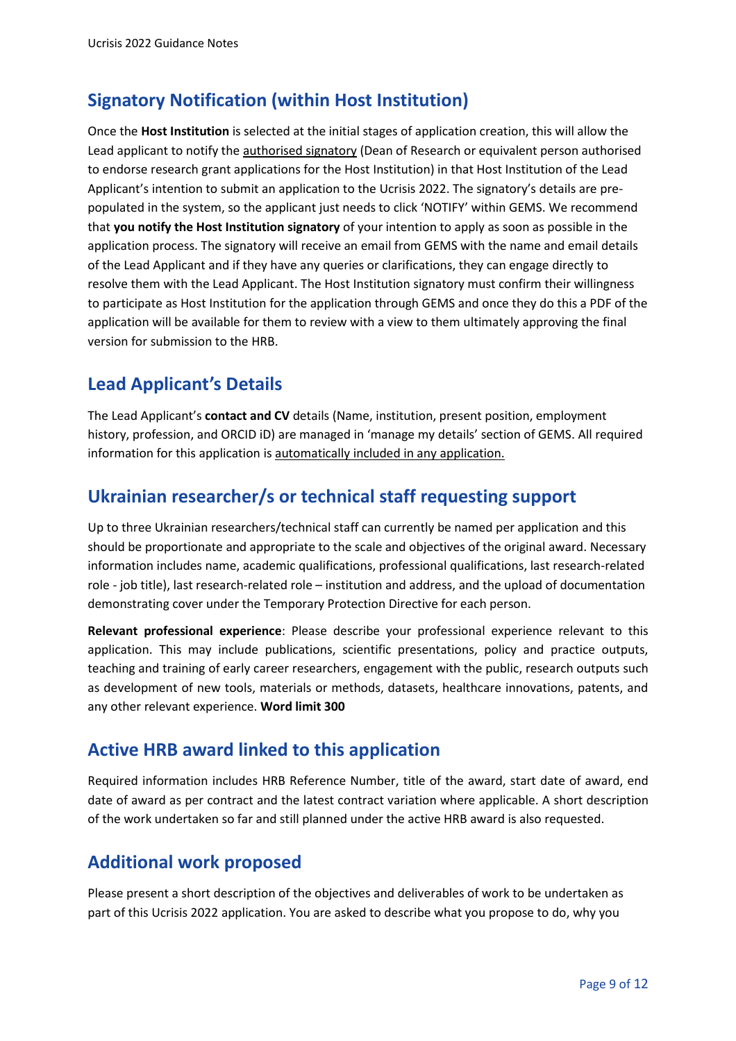## Signatory Notification (within Host Institution)

Once the **Host Institution** is selected at the initial stages of application creation, this will allow the Lead applicant to notify the authorised signatory (Dean of Research or equivalent person authorised to endorse research grant applications for the Host Institution) in that Host Institution of the Lead Applicant's intention to submit an application to the Ucrisis 2022. The signatory's details are pre-populated in the system, so the applicant just needs to click 'NOTIFY' within GEMS. We recommend that **you notify the Host Institution signatory** of your intention to apply as soon as possible in the application process. The signatory will receive an email from GEMS with the name and email details of the Lead Applicant and if they have any queries or clarifications, they can engage directly to resolve them with the Lead Applicant. The Host Institution signatory must confirm their willingness to participate as Host Institution for the application through GEMS and once they do this a PDF of the application will be available for them to review with a view to them ultimately approving the final version for submission to the HRB.

## Lead Applicant's Details

The Lead Applicant's **contact and CV** details (Name, institution, present position, employment history, profession, and ORCID iD) are managed in 'manage my details' section of GEMS. All required information for this application is automatically included in any application.

## Ukrainian researcher/s or technical staff requesting support

Up to three Ukrainian researchers/technical staff can currently be named per application and this should be proportionate and appropriate to the scale and objectives of the original award. Necessary information includes name, academic qualifications, professional qualifications, last research-related role - job title), last research-related role – institution and address, and the upload of documentation demonstrating cover under the Temporary Protection Directive for each person.

**Relevant professional experience**: Please describe your professional experience relevant to this application. This may include publications, scientific presentations, policy and practice outputs, teaching and training of early career researchers, engagement with the public, research outputs such as development of new tools, materials or methods, datasets, healthcare innovations, patents, and any other relevant experience. **Word limit 300**

## Active HRB award linked to this application

Required information includes HRB Reference Number, title of the award, start date of award, end date of award as per contract and the latest contract variation where applicable. A short description of the work undertaken so far and still planned under the active HRB award is also requested.

## Additional work proposed

Please present a short description of the objectives and deliverables of work to be undertaken as part of this Ucrisis 2022 application. You are asked to describe what you propose to do, why you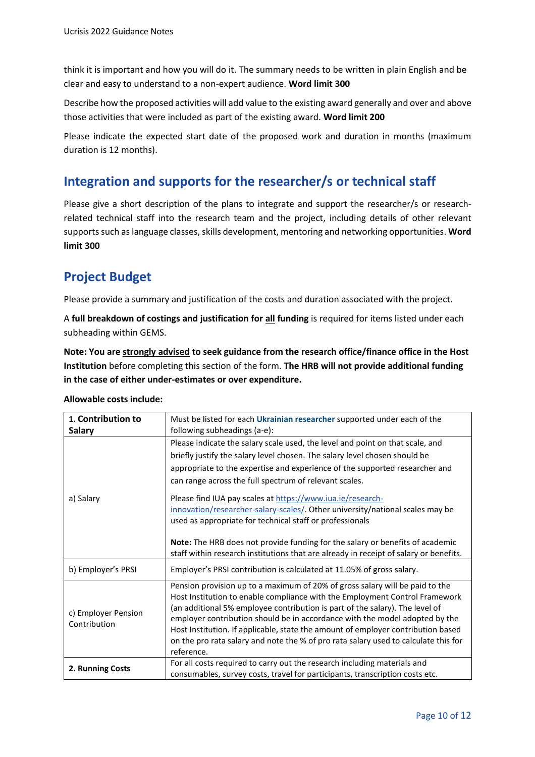think it is important and how you will do it. The summary needs to be written in plain English and be clear and easy to understand to a non-expert audience. **Word limit 300**

Describe how the proposed activities will add value to the existing award generally and over and above those activities that were included as part of the existing award. **Word limit 200**

Please indicate the expected start date of the proposed work and duration in months (maximum duration is 12 months).

## Integration and supports for the researcher/s or technical staff

Please give a short description of the plans to integrate and support the researcher/s or research-related technical staff into the research team and the project, including details of other relevant supports such as language classes, skills development, mentoring and networking opportunities. **Word limit 300**

## Project Budget

Please provide a summary and justification of the costs and duration associated with the project.

A **full breakdown of costings and justification for all funding** is required for items listed under each subheading within GEMS.

**Note: You are strongly advised to seek guidance from the research office/finance office in the Host Institution** before completing this section of the form. **The HRB will not provide additional funding in the case of either under-estimates or over expenditure.**

**Allowable costs include:**

| **1. Contribution to Salary** | Must be listed for each **Ukrainian researcher** supported under each of the following subheadings (a-e): |
|---|---|
| a) Salary | Please indicate the salary scale used, the level and point on that scale, and briefly justify the salary level chosen. The salary level chosen should be appropriate to the expertise and experience of the supported researcher and can range across the full spectrum of relevant scales.<br><br>Please find IUA pay scales at https://www.iua.ie/research-innovation/researcher-salary-scales/. Other university/national scales may be used as appropriate for technical staff or professionals<br><br>**Note:** The HRB does not provide funding for the salary or benefits of academic staff within research institutions that are already in receipt of salary or benefits. |
| b) Employer's PRSI | Employer's PRSI contribution is calculated at 11.05% of gross salary. |
| c) Employer Pension Contribution | Pension provision up to a maximum of 20% of gross salary will be paid to the Host Institution to enable compliance with the Employment Control Framework (an additional 5% employee contribution is part of the salary). The level of employer contribution should be in accordance with the model adopted by the Host Institution. If applicable, state the amount of employer contribution based on the pro rata salary and note the % of pro rata salary used to calculate this for reference. |
| **2. Running Costs** | For all costs required to carry out the research including materials and consumables, survey costs, travel for participants, transcription costs etc. |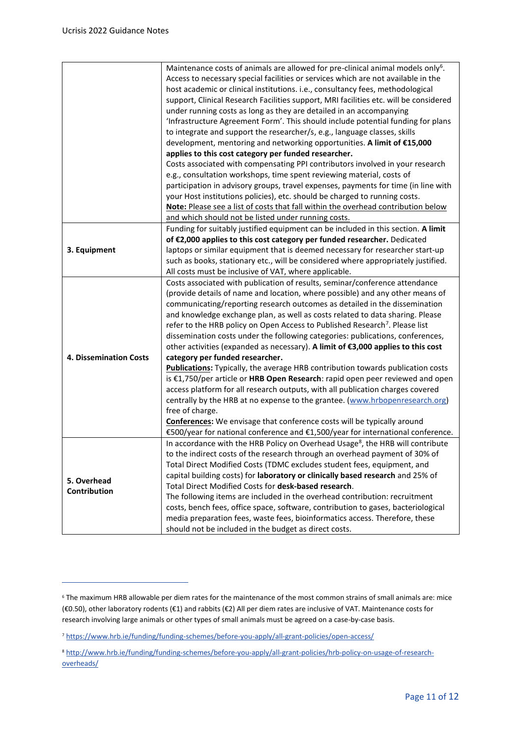| | |
|---|---|
| | Maintenance costs of animals are allowed for pre-clinical animal models only[6]. Access to necessary special facilities or services which are not available in the host academic or clinical institutions. i.e., consultancy fees, methodological support, Clinical Research Facilities support, MRI facilities etc. will be considered under running costs as long as they are detailed in an accompanying 'Infrastructure Agreement Form'. This should include potential funding for plans to integrate and support the researcher/s, e.g., language classes, skills development, mentoring and networking opportunities. **A limit of €15,000 applies to this cost category per funded researcher.** Costs associated with compensating PPI contributors involved in your research e.g., consultation workshops, time spent reviewing material, costs of participation in advisory groups, travel expenses, payments for time (in line with your Host institutions policies), etc. should be charged to running costs. <u>**Note:** Please see a list of costs that fall within the overhead contribution below and which should not be listed under running costs.</u> |
| **3. Equipment** | Funding for suitably justified equipment can be included in this section. **A limit of €2,000 applies to this cost category per funded researcher.** Dedicated laptops or similar equipment that is deemed necessary for researcher start-up such as books, stationary etc., will be considered where appropriately justified. All costs must be inclusive of VAT, where applicable. |
| **4. Dissemination Costs** | Costs associated with publication of results, seminar/conference attendance (provide details of name and location, where possible) and any other means of communicating/reporting research outcomes as detailed in the dissemination and knowledge exchange plan, as well as costs related to data sharing. Please refer to the HRB policy on Open Access to Published Research[7]. Please list dissemination costs under the following categories: publications, conferences, other activities (expanded as necessary). **A limit of €3,000 applies to this cost category per funded researcher.** <u>**Publications:**</u> Typically, the average HRB contribution towards publication costs is €1,750/per article or **HRB Open Research**: rapid open peer reviewed and open access platform for all research outputs, with all publication charges covered centrally by the HRB at no expense to the grantee. (www.hrbopenresearch.org) free of charge. <u>**Conferences:**</u> We envisage that conference costs will be typically around €500/year for national conference and €1,500/year for international conference. |
| **5. Overhead Contribution** | In accordance with the HRB Policy on Overhead Usage[8], the HRB will contribute to the indirect costs of the research through an overhead payment of 30% of Total Direct Modified Costs (TDMC excludes student fees, equipment, and capital building costs) for **laboratory or clinically based research** and 25% of Total Direct Modified Costs for **desk-based research**. The following items are included in the overhead contribution: recruitment costs, bench fees, office space, software, contribution to gases, bacteriological media preparation fees, waste fees, bioinformatics access. Therefore, these should not be included in the budget as direct costs. |

[6] The maximum HRB allowable per diem rates for the maintenance of the most common strains of small animals are: mice (€0.50), other laboratory rodents (€1) and rabbits (€2) All per diem rates are inclusive of VAT. Maintenance costs for research involving large animals or other types of small animals must be agreed on a case-by-case basis.

[7] https://www.hrb.ie/funding/funding-schemes/before-you-apply/all-grant-policies/open-access/

[8] http://www.hrb.ie/funding/funding-schemes/before-you-apply/all-grant-policies/hrb-policy-on-usage-of-research-overheads/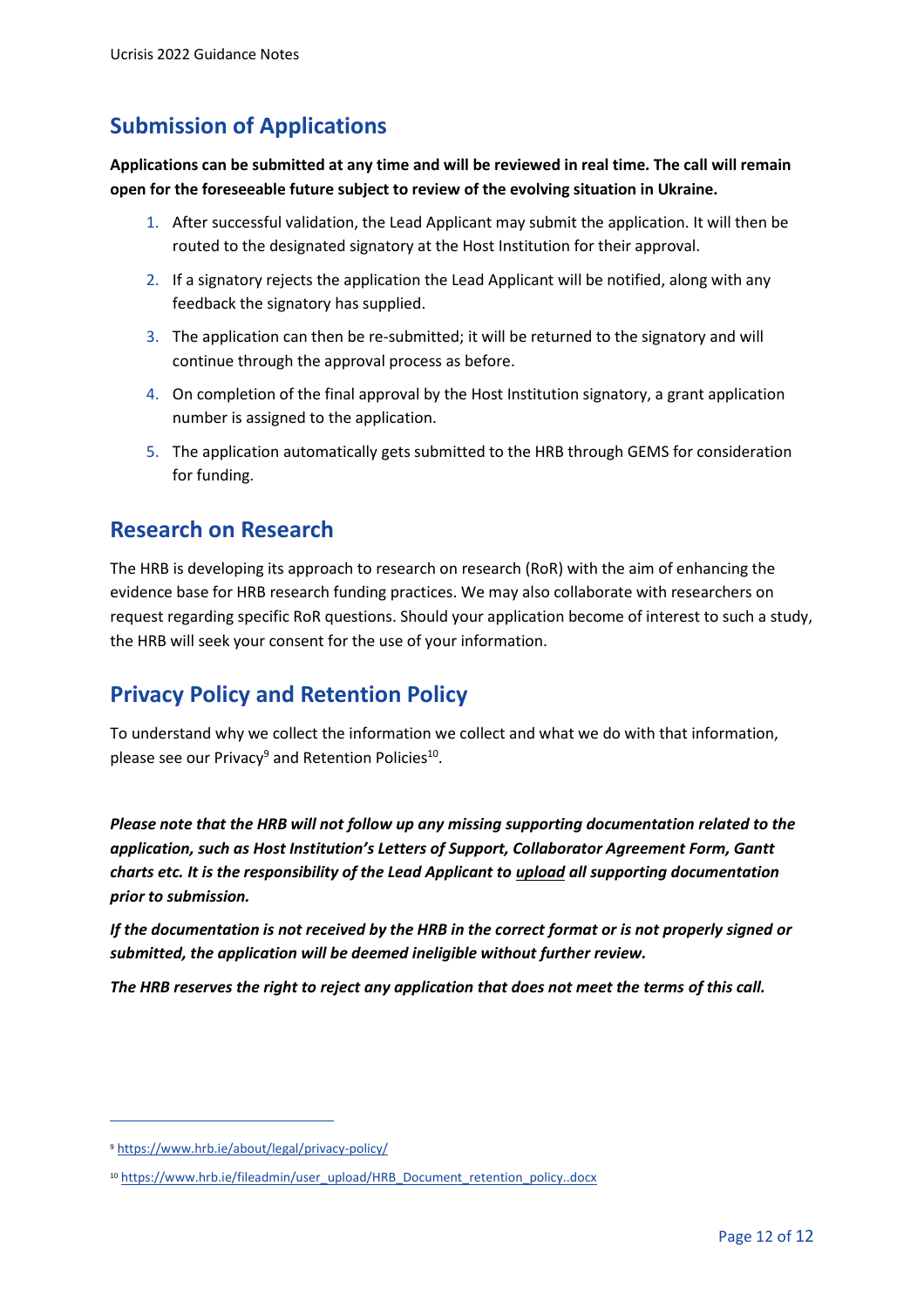## Submission of Applications

**Applications can be submitted at any time and will be reviewed in real time. The call will remain open for the foreseeable future subject to review of the evolving situation in Ukraine.**

1. After successful validation, the Lead Applicant may submit the application. It will then be routed to the designated signatory at the Host Institution for their approval.
2. If a signatory rejects the application the Lead Applicant will be notified, along with any feedback the signatory has supplied.
3. The application can then be re-submitted; it will be returned to the signatory and will continue through the approval process as before.
4. On completion of the final approval by the Host Institution signatory, a grant application number is assigned to the application.
5. The application automatically gets submitted to the HRB through GEMS for consideration for funding.

## Research on Research

The HRB is developing its approach to research on research (RoR) with the aim of enhancing the evidence base for HRB research funding practices. We may also collaborate with researchers on request regarding specific RoR questions. Should your application become of interest to such a study, the HRB will seek your consent for the use of your information.

## Privacy Policy and Retention Policy

To understand why we collect the information we collect and what we do with that information, please see our Privacy[9] and Retention Policies[10].

***Please note that the HRB will not follow up any missing supporting documentation related to the application, such as Host Institution's Letters of Support, Collaborator Agreement Form, Gantt charts etc. It is the responsibility of the Lead Applicant to upload all supporting documentation prior to submission.***

***If the documentation is not received by the HRB in the correct format or is not properly signed or submitted, the application will be deemed ineligible without further review.***

***The HRB reserves the right to reject any application that does not meet the terms of this call.***

---

[9] https://www.hrb.ie/about/legal/privacy-policy/

[10] https://www.hrb.ie/fileadmin/user_upload/HRB_Document_retention_policy..docx